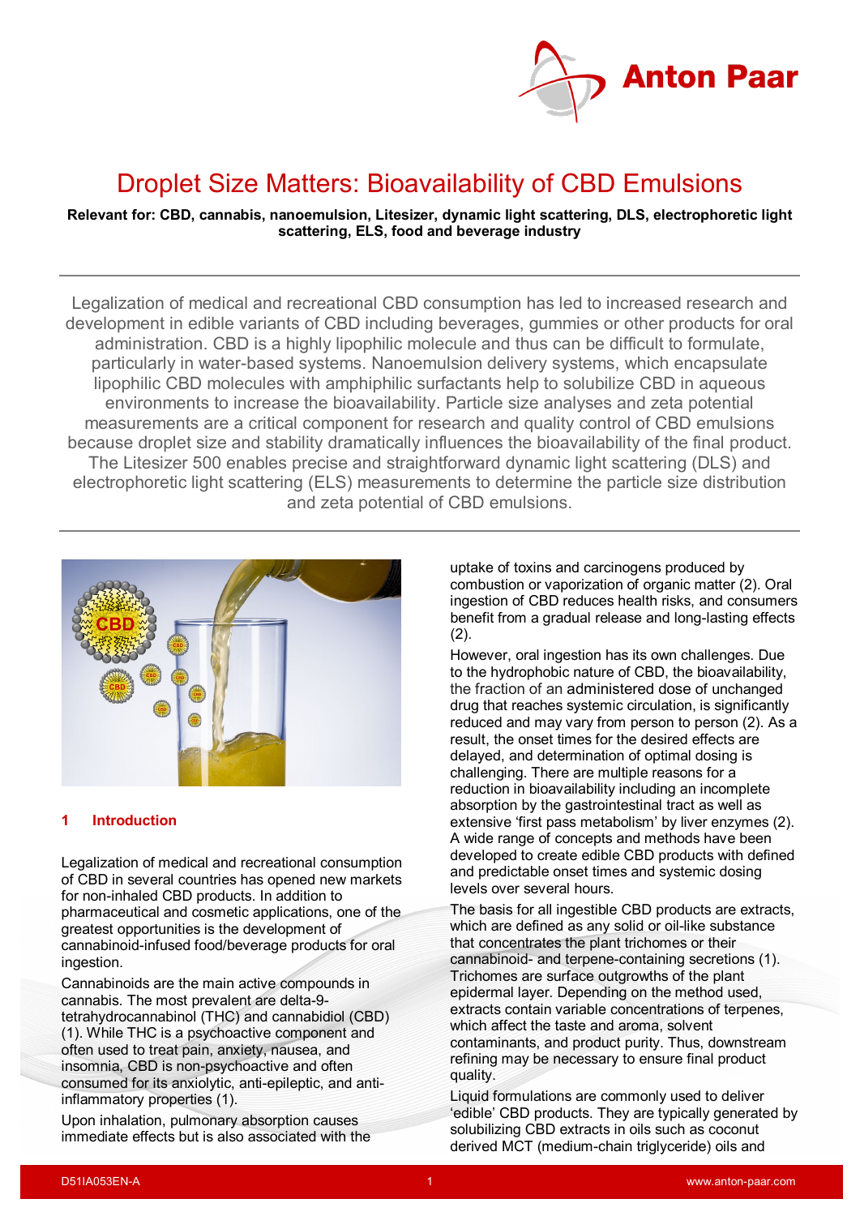# Droplet Size Matters: Bioavailability of CBD Emulsions

**Relevant for: CBD, cannabis, nanoemulsion, Litesizer, dynamic light scattering, DLS, electrophoretic light scattering, ELS, food and beverage industry**

Legalization of medical and recreational CBD consumption has led to increased research and development in edible variants of CBD including beverages, gummies or other products for oral administration. CBD is a highly lipophilic molecule and thus can be difficult to formulate, particularly in water-based systems. Nanoemulsion delivery systems, which encapsulate lipophilic CBD molecules with amphiphilic surfactants help to solubilize CBD in aqueous environments to increase the bioavailability. Particle size analyses and zeta potential measurements are a critical component for research and quality control of CBD emulsions because droplet size and stability dramatically influences the bioavailability of the final product. The Litesizer 500 enables precise and straightforward dynamic light scattering (DLS) and electrophoretic light scattering (ELS) measurements to determine the particle size distribution and zeta potential of CBD emulsions.

## 1 Introduction

Legalization of medical and recreational consumption of CBD in several countries has opened new markets for non-inhaled CBD products. In addition to pharmaceutical and cosmetic applications, one of the greatest opportunities is the development of cannabinoid-infused food/beverage products for oral ingestion.

Cannabinoids are the main active compounds in cannabis. The most prevalent are delta-9-tetrahydrocannabinol (THC) and cannabidiol (CBD) (1). While THC is a psychoactive component and often used to treat pain, anxiety, nausea, and insomnia, CBD is non-psychoactive and often consumed for its anxiolytic, anti-epileptic, and anti-inflammatory properties (1).

Upon inhalation, pulmonary absorption causes immediate effects but is also associated with the uptake of toxins and carcinogens produced by combustion or vaporization of organic matter (2). Oral ingestion of CBD reduces health risks, and consumers benefit from a gradual release and long-lasting effects (2).

However, oral ingestion has its own challenges. Due to the hydrophobic nature of CBD, the bioavailability, the fraction of an administered dose of unchanged drug that reaches systemic circulation, is significantly reduced and may vary from person to person (2). As a result, the onset times for the desired effects are delayed, and determination of optimal dosing is challenging. There are multiple reasons for a reduction in bioavailability including an incomplete absorption by the gastrointestinal tract as well as extensive 'first pass metabolism' by liver enzymes (2). A wide range of concepts and methods have been developed to create edible CBD products with defined and predictable onset times and systemic dosing levels over several hours.

The basis for all ingestible CBD products are extracts, which are defined as any solid or oil-like substance that concentrates the plant trichomes or their cannabinoid- and terpene-containing secretions (1). Trichomes are surface outgrowths of the plant epidermal layer. Depending on the method used, extracts contain variable concentrations of terpenes, which affect the taste and aroma, solvent contaminants, and product purity. Thus, downstream refining may be necessary to ensure final product quality.

Liquid formulations are commonly used to deliver 'edible' CBD products. They are typically generated by solubilizing CBD extracts in oils such as coconut derived MCT (medium-chain triglyceride) oils and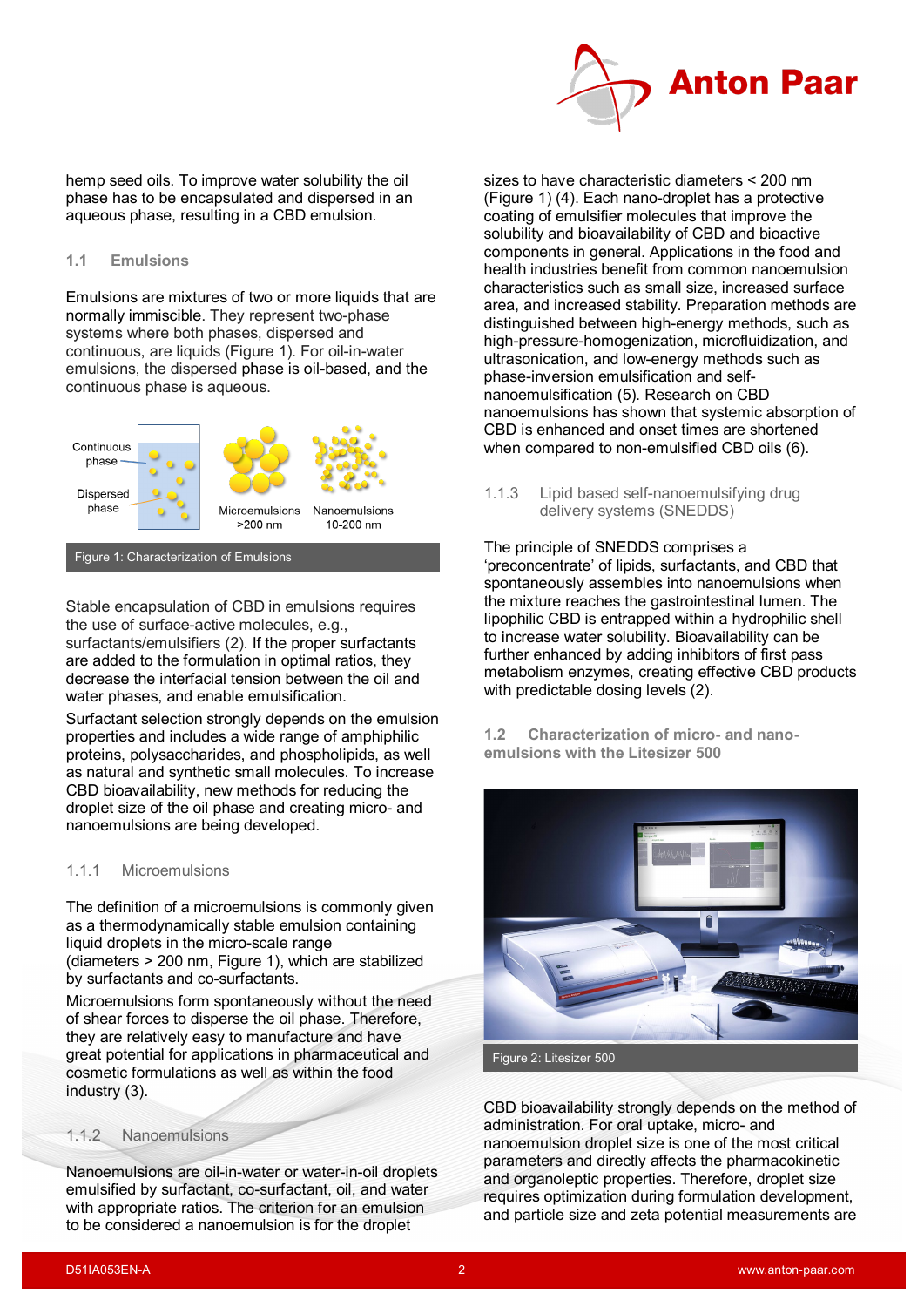hemp seed oils. To improve water solubility the oil phase has to be encapsulated and dispersed in an aqueous phase, resulting in a CBD emulsion.

## 1.1 Emulsions

Emulsions are mixtures of two or more liquids that are normally immiscible. They represent two-phase systems where both phases, dispersed and continuous, are liquids (Figure 1). For oil-in-water emulsions, the dispersed phase is oil-based, and the continuous phase is aqueous.

Figure 1: Characterization of Emulsions

Stable encapsulation of CBD in emulsions requires the use of surface-active molecules, e.g., surfactants/emulsifiers (2). If the proper surfactants are added to the formulation in optimal ratios, they decrease the interfacial tension between the oil and water phases, and enable emulsification.

Surfactant selection strongly depends on the emulsion properties and includes a wide range of amphiphilic proteins, polysaccharides, and phospholipids, as well as natural and synthetic small molecules. To increase CBD bioavailability, new methods for reducing the droplet size of the oil phase and creating micro- and nanoemulsions are being developed.

### 1.1.1 Microemulsions

The definition of a microemulsions is commonly given as a thermodynamically stable emulsion containing liquid droplets in the micro-scale range (diameters > 200 nm, Figure 1), which are stabilized by surfactants and co-surfactants.

Microemulsions form spontaneously without the need of shear forces to disperse the oil phase. Therefore, they are relatively easy to manufacture and have great potential for applications in pharmaceutical and cosmetic formulations as well as within the food industry (3).

### 1.1.2 Nanoemulsions

Nanoemulsions are oil-in-water or water-in-oil droplets emulsified by surfactant, co-surfactant, oil, and water with appropriate ratios. The criterion for an emulsion to be considered a nanoemulsion is for the droplet sizes to have characteristic diameters < 200 nm (Figure 1) (4). Each nano-droplet has a protective coating of emulsifier molecules that improve the solubility and bioavailability of CBD and bioactive components in general. Applications in the food and health industries benefit from common nanoemulsion characteristics such as small size, increased surface area, and increased stability. Preparation methods are distinguished between high-energy methods, such as high-pressure-homogenization, microfluidization, and ultrasonication, and low-energy methods such as phase-inversion emulsification and self-nanoemulsification (5). Research on CBD nanoemulsions has shown that systemic absorption of CBD is enhanced and onset times are shortened when compared to non-emulsified CBD oils (6).

### 1.1.3 Lipid based self-nanoemulsifying drug delivery systems (SNEDDS)

The principle of SNEDDS comprises a 'preconcentrate' of lipids, surfactants, and CBD that spontaneously assembles into nanoemulsions when the mixture reaches the gastrointestinal lumen. The lipophilic CBD is entrapped within a hydrophilic shell to increase water solubility. Bioavailability can be further enhanced by adding inhibitors of first pass metabolism enzymes, creating effective CBD products with predictable dosing levels (2).

## 1.2 Characterization of micro- and nano-emulsions with the Litesizer 500

Figure 2: Litesizer 500

CBD bioavailability strongly depends on the method of administration. For oral uptake, micro- and nanoemulsion droplet size is one of the most critical parameters and directly affects the pharmacokinetic and organoleptic properties. Therefore, droplet size requires optimization during formulation development, and particle size and zeta potential measurements are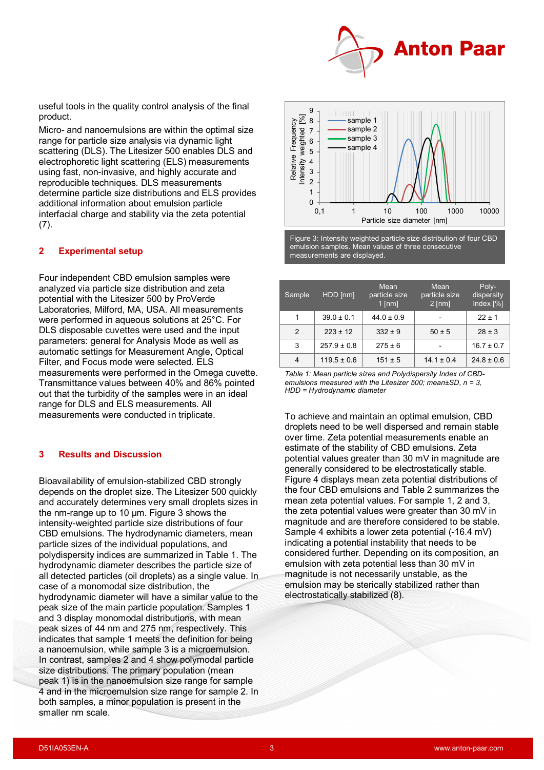useful tools in the quality control analysis of the final product.

Micro- and nanoemulsions are within the optimal size range for particle size analysis via dynamic light scattering (DLS). The Litesizer 500 enables DLS and electrophoretic light scattering (ELS) measurements using fast, non-invasive, and highly accurate and reproducible techniques. DLS measurements determine particle size distributions and ELS provides additional information about emulsion particle interfacial charge and stability via the zeta potential (7).

## 2 Experimental setup

Four independent CBD emulsion samples were analyzed via particle size distribution and zeta potential with the Litesizer 500 by ProVerde Laboratories, Milford, MA, USA. All measurements were performed in aqueous solutions at 25°C. For DLS disposable cuvettes were used and the input parameters: general for Analysis Mode as well as automatic settings for Measurement Angle, Optical Filter, and Focus mode were selected. ELS measurements were performed in the Omega cuvette. Transmittance values between 40% and 86% pointed out that the turbidity of the samples were in an ideal range for DLS and ELS measurements. All measurements were conducted in triplicate.

## 3 Results and Discussion

Bioavailability of emulsion-stabilized CBD strongly depends on the droplet size. The Litesizer 500 quickly and accurately determines very small droplets sizes in the nm-range up to 10 µm. Figure 3 shows the intensity-weighted particle size distributions of four CBD emulsions. The hydrodynamic diameters, mean particle sizes of the individual populations, and polydispersity indices are summarized in Table 1. The hydrodynamic diameter describes the particle size of all detected particles (oil droplets) as a single value. In case of a monomodal size distribution, the hydrodynamic diameter will have a similar value to the peak size of the main particle population. Samples 1 and 3 display monomodal distributions, with mean peak sizes of 44 nm and 275 nm, respectively. This indicates that sample 1 meets the definition for being a nanoemulsion, while sample 3 is a microemulsion. In contrast, samples 2 and 4 show polymodal particle size distributions. The primary population (mean peak 1) is in the nanoemulsion size range for sample 4 and in the microemulsion size range for sample 2. In both samples, a minor population is present in the smaller nm scale.

Figure 3: Intensity weighted particle size distribution of four CBD emulsion samples. Mean values of three consecutive measurements are displayed.

| Sample | HDD [nm] | Mean particle size 1 [nm] | Mean particle size 2 [nm] | Poly-dispersity Index [%] |
|---|---|---|---|---|
| 1 | 39.0 ± 0.1 | 44.0 ± 0.9 | - | 22 ± 1 |
| 2 | 223 ± 12 | 332 ± 9 | 50 ± 5 | 28 ± 3 |
| 3 | 257.9 ± 0.8 | 275 ± 6 | - | 16.7 ± 0.7 |
| 4 | 119.5 ± 0.6 | 151 ± 5 | 14.1 ± 0.4 | 24.8 ± 0.6 |

*Table 1: Mean particle sizes and Polydispersity Index of CBD-emulsions measured with the Litesizer 500; mean±SD, n = 3, HDD = Hydrodynamic diameter*

To achieve and maintain an optimal emulsion, CBD droplets need to be well dispersed and remain stable over time. Zeta potential measurements enable an estimate of the stability of CBD emulsions. Zeta potential values greater than 30 mV in magnitude are generally considered to be electrostatically stable. Figure 4 displays mean zeta potential distributions of the four CBD emulsions and Table 2 summarizes the mean zeta potential values. For sample 1, 2 and 3, the zeta potential values were greater than 30 mV in magnitude and are therefore considered to be stable. Sample 4 exhibits a lower zeta potential (-16.4 mV) indicating a potential instability that needs to be considered further. Depending on its composition, an emulsion with zeta potential less than 30 mV in magnitude is not necessarily unstable, as the emulsion may be sterically stabilized rather than electrostatically stabilized (8).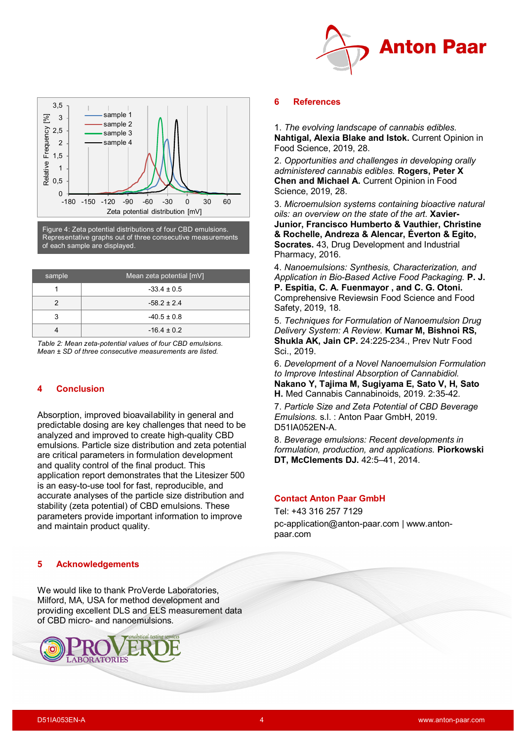3,5
3
2,5
2
1,5
1
0,5
0

Relative Frequency [%]

sample 1
sample 2
sample 3
sample 4

-180 -150 -120 -90 -60 -30 0 30 60

Zeta potential distribution [mV]

Figure 4: Zeta potential distributions of four CBD emulsions. Representative graphs out of three consecutive measurements of each sample are displayed.

| sample | Mean zeta potential [mV] |
|---|---|
| 1 | -33.4 ± 0.5 |
| 2 | -58.2 ± 2.4 |
| 3 | -40.5 ± 0.8 |
| 4 | -16.4 ± 0.2 |

*Table 2: Mean zeta-potential values of four CBD emulsions. Mean ± SD of three consecutive measurements are listed.*

## 4 Conclusion

Absorption, improved bioavailability in general and predictable dosing are key challenges that need to be analyzed and improved to create high-quality CBD emulsions. Particle size distribution and zeta potential are critical parameters in formulation development and quality control of the final product. This application report demonstrates that the Litesizer 500 is an easy-to-use tool for fast, reproducible, and accurate analyses of the particle size distribution and stability (zeta potential) of CBD emulsions. These parameters provide important information to improve and maintain product quality.

## 5 Acknowledgements

We would like to thank ProVerde Laboratories, Milford, MA, USA for method development and providing excellent DLS and ELS measurement data of CBD micro- and nanoemulsions.

PROVERDE LABORATORIES analytical testing services

## 6 References

1. *The evolving landscape of cannabis edibles.* **Nahtigal, Alexia Blake and Istok.** Current Opinion in Food Science, 2019, 28.

2. *Opportunities and challenges in developing orally administered cannabis edibles.* **Rogers, Peter X Chen and Michael A.** Current Opinion in Food Science, 2019, 28.

3. *Microemulsion systems containing bioactive natural oils: an overview on the state of the art.* **Xavier-Junior, Francisco Humberto & Vauthier, Christine & Rochelle, Andreza & Alencar, Éverton & Egito, Socrates.** 43, Drug Development and Industrial Pharmacy, 2016.

4. *Nanoemulsions: Synthesis, Characterization, and Application in Bio-Based Active Food Packaging.* **P. J. P. Espitia, C. A. Fuenmayor , and C. G. Otoni.** Comprehensive Reviewsin Food Science and Food Safety, 2019, 18.

5. *Techniques for Formulation of Nanoemulsion Drug Delivery System: A Review.* **Kumar M, Bishnoi RS, Shukla AK, Jain CP.** 24:225-234., Prev Nutr Food Sci., 2019.

6. *Development of a Novel Nanoemulsion Formulation to Improve Intestinal Absorption of Cannabidiol.* **Nakano Y, Tajima M, Sugiyama E, Sato V, H, Sato H.** Med Cannabis Cannabinoids, 2019. 2:35-42.

7. *Particle Size and Zeta Potential of CBD Beverage Emulsions.* s.l. : Anton Paar GmbH, 2019. D51IA052EN-A.

8. *Beverage emulsions: Recent developments in formulation, production, and applications.* **Piorkowski DT, McClements DJ.** 42:5–41, 2014.

### Contact Anton Paar GmbH

Tel: +43 316 257 7129

pc-application@anton-paar.com | www.anton-paar.com